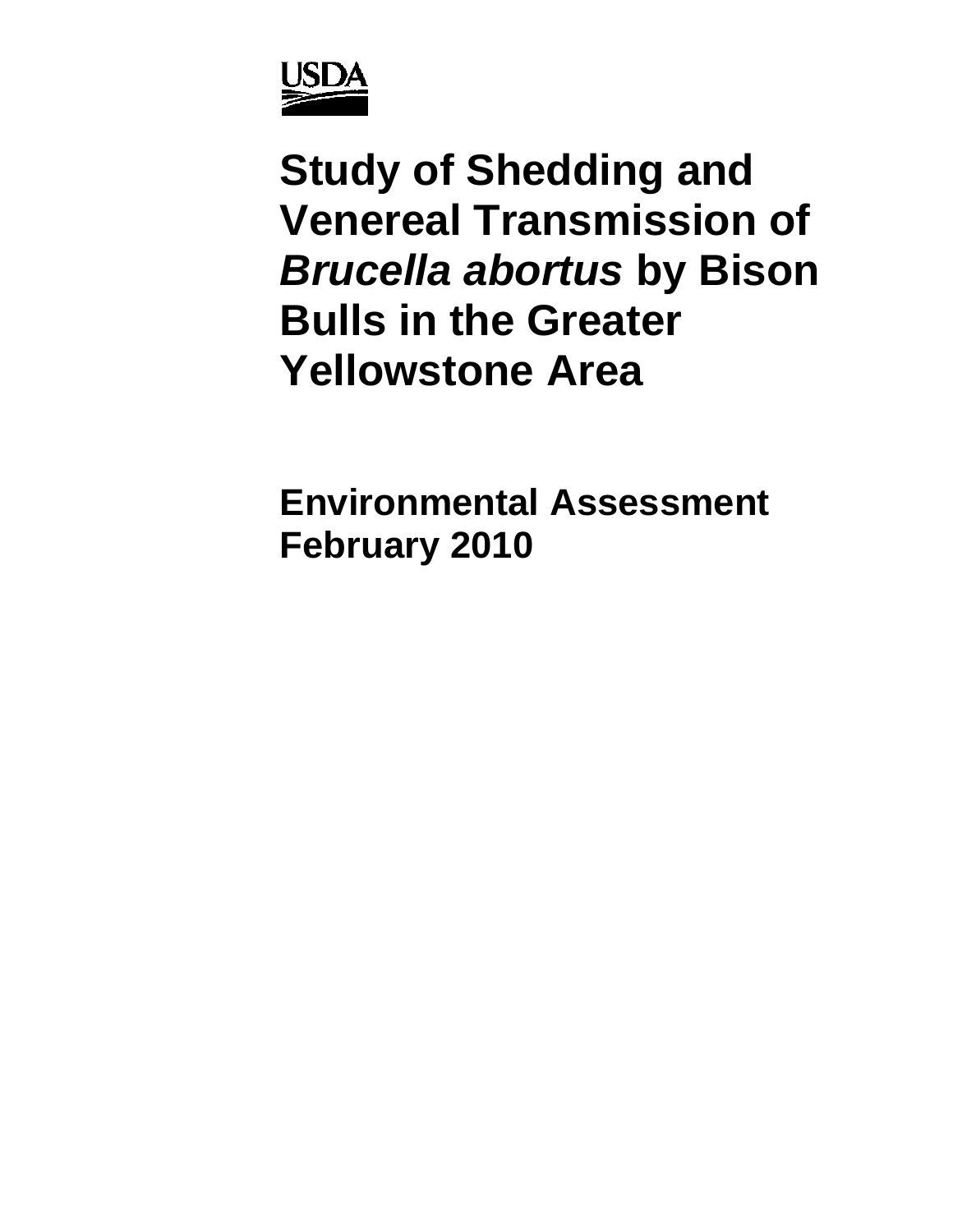USDA

# Study of Shedding and Venereal Transmission of *Brucella abortus* by Bison Bulls in the Greater Yellowstone Area

## Environmental Assessment
## February 2010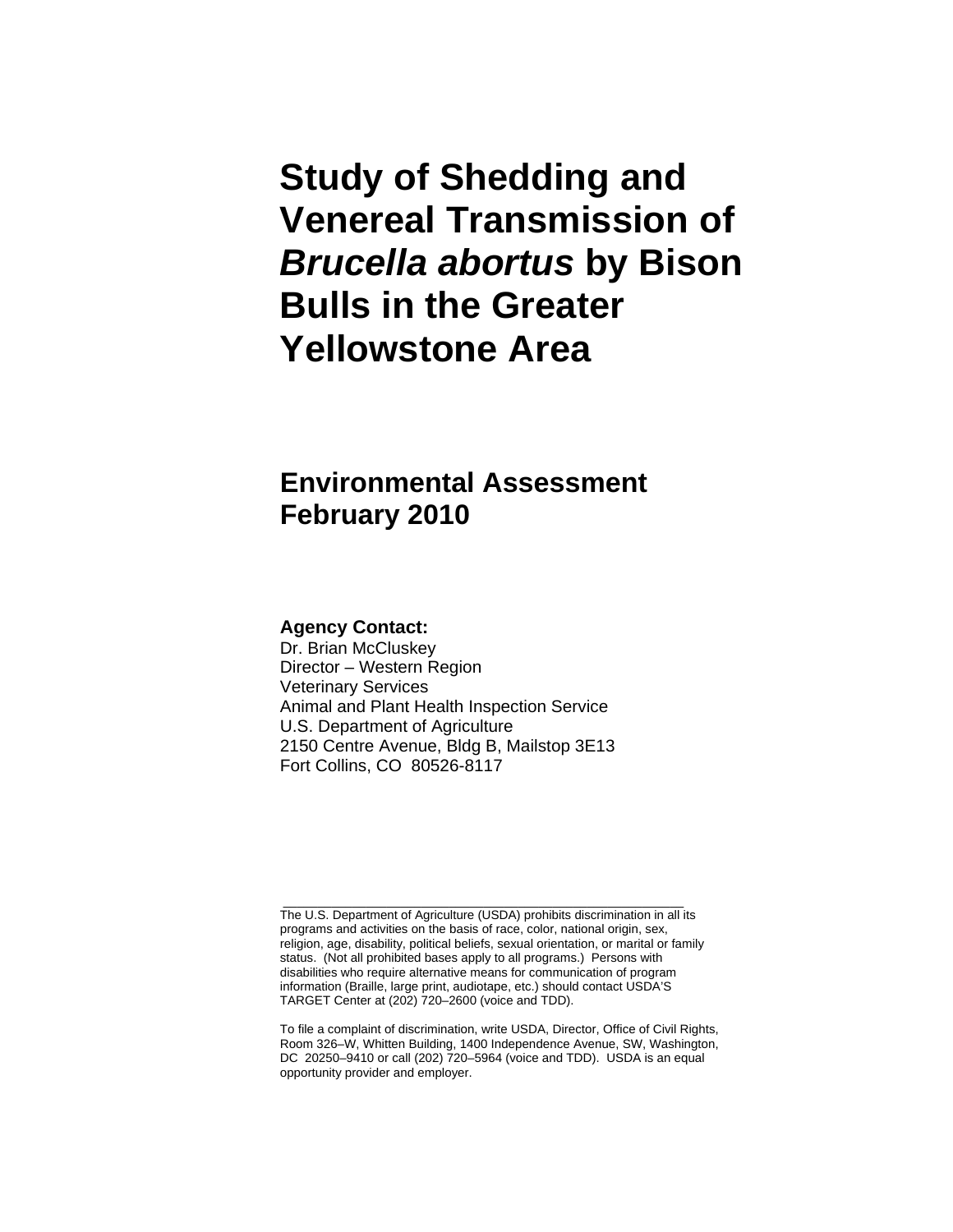# Study of Shedding and Venereal Transmission of *Brucella abortus* by Bison Bulls in the Greater Yellowstone Area

## Environmental Assessment
## February 2010

**Agency Contact:**
Dr. Brian McCluskey
Director – Western Region
Veterinary Services
Animal and Plant Health Inspection Service
U.S. Department of Agriculture
2150 Centre Avenue, Bldg B, Mailstop 3E13
Fort Collins, CO 80526-8117

---

The U.S. Department of Agriculture (USDA) prohibits discrimination in all its programs and activities on the basis of race, color, national origin, sex, religion, age, disability, political beliefs, sexual orientation, or marital or family status. (Not all prohibited bases apply to all programs.) Persons with disabilities who require alternative means for communication of program information (Braille, large print, audiotape, etc.) should contact USDA'S TARGET Center at (202) 720–2600 (voice and TDD).

To file a complaint of discrimination, write USDA, Director, Office of Civil Rights, Room 326–W, Whitten Building, 1400 Independence Avenue, SW, Washington, DC 20250–9410 or call (202) 720–5964 (voice and TDD). USDA is an equal opportunity provider and employer.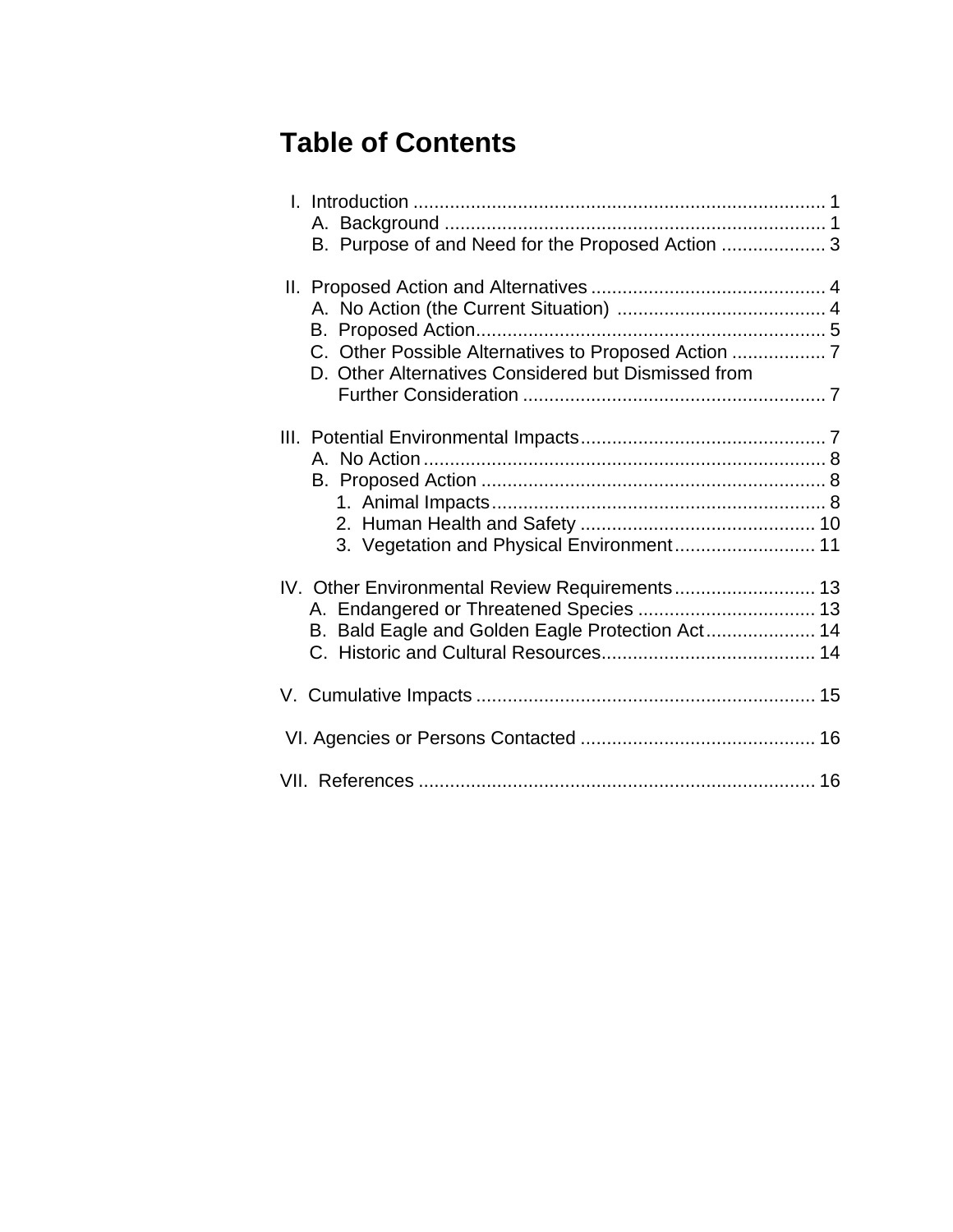# Table of Contents

- I. Introduction ............................................................................... 1
  - A. Background ......................................................................... 1
  - B. Purpose of and Need for the Proposed Action .................... 3
- II. Proposed Action and Alternatives ............................................. 4
  - A. No Action (the Current Situation) ........................................ 4
  - B. Proposed Action.................................................................. 5
  - C. Other Possible Alternatives to Proposed Action .................. 7
  - D. Other Alternatives Considered but Dismissed from Further Consideration .......................................................... 7
- III. Potential Environmental Impacts............................................... 7
  - A. No Action ............................................................................ 8
  - B. Proposed Action .................................................................. 8
    - 1. Animal Impacts................................................................ 8
    - 2. Human Health and Safety ............................................. 10
    - 3. Vegetation and Physical Environment........................... 11
- IV. Other Environmental Review Requirements........................... 13
  - A. Endangered or Threatened Species .................................. 13
  - B. Bald Eagle and Golden Eagle Protection Act..................... 14
  - C. Historic and Cultural Resources......................................... 14
- V. Cumulative Impacts ................................................................. 15
- VI. Agencies or Persons Contacted ............................................. 16
- VII. References ............................................................................ 16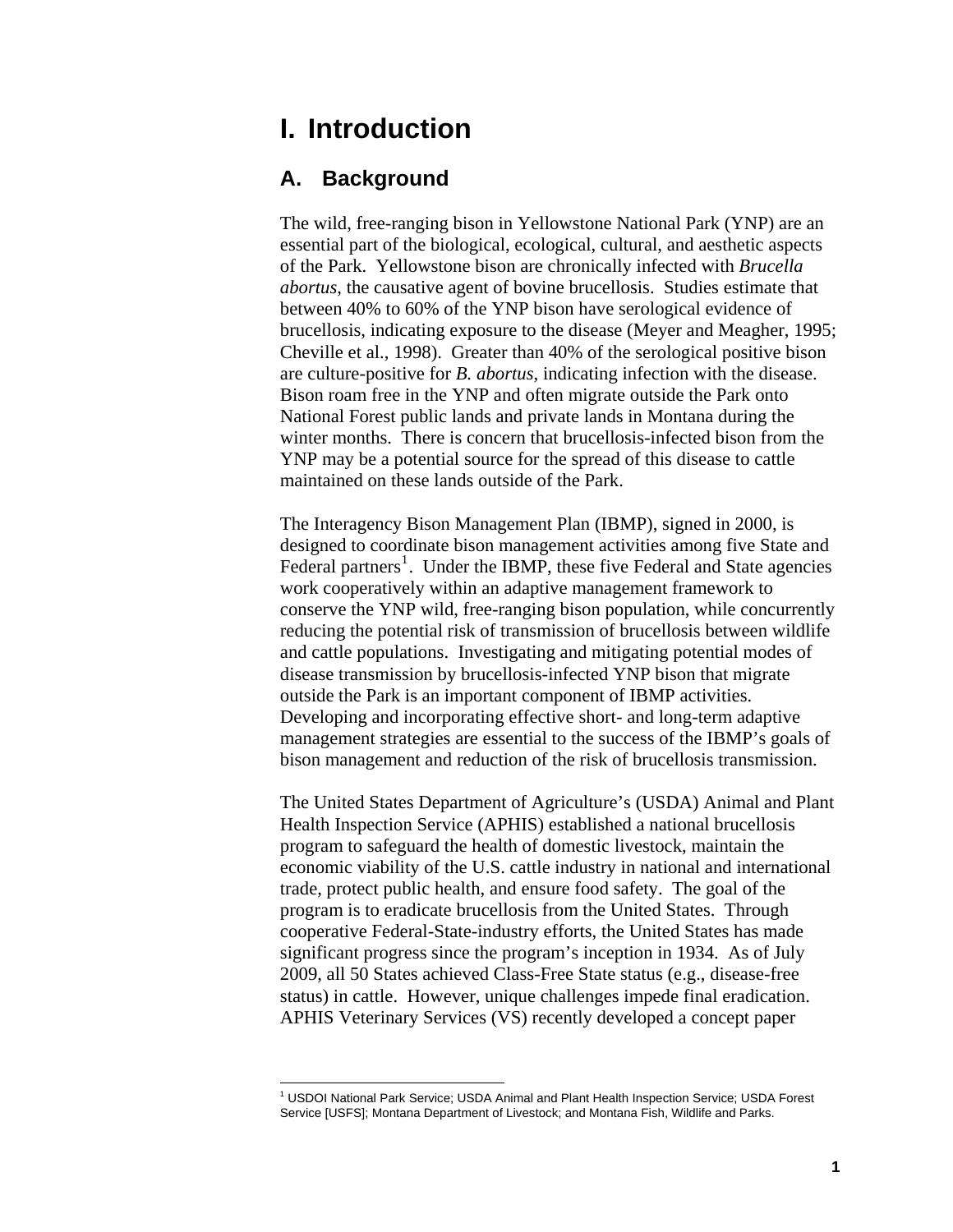# I. Introduction

## A. Background

The wild, free-ranging bison in Yellowstone National Park (YNP) are an essential part of the biological, ecological, cultural, and aesthetic aspects of the Park. Yellowstone bison are chronically infected with *Brucella abortus*, the causative agent of bovine brucellosis. Studies estimate that between 40% to 60% of the YNP bison have serological evidence of brucellosis, indicating exposure to the disease (Meyer and Meagher, 1995; Cheville et al., 1998). Greater than 40% of the serological positive bison are culture-positive for *B. abortus*, indicating infection with the disease. Bison roam free in the YNP and often migrate outside the Park onto National Forest public lands and private lands in Montana during the winter months. There is concern that brucellosis-infected bison from the YNP may be a potential source for the spread of this disease to cattle maintained on these lands outside of the Park.

The Interagency Bison Management Plan (IBMP), signed in 2000, is designed to coordinate bison management activities among five State and Federal partners[1]. Under the IBMP, these five Federal and State agencies work cooperatively within an adaptive management framework to conserve the YNP wild, free-ranging bison population, while concurrently reducing the potential risk of transmission of brucellosis between wildlife and cattle populations. Investigating and mitigating potential modes of disease transmission by brucellosis-infected YNP bison that migrate outside the Park is an important component of IBMP activities. Developing and incorporating effective short- and long-term adaptive management strategies are essential to the success of the IBMP's goals of bison management and reduction of the risk of brucellosis transmission.

The United States Department of Agriculture's (USDA) Animal and Plant Health Inspection Service (APHIS) established a national brucellosis program to safeguard the health of domestic livestock, maintain the economic viability of the U.S. cattle industry in national and international trade, protect public health, and ensure food safety. The goal of the program is to eradicate brucellosis from the United States. Through cooperative Federal-State-industry efforts, the United States has made significant progress since the program's inception in 1934. As of July 2009, all 50 States achieved Class-Free State status (e.g., disease-free status) in cattle. However, unique challenges impede final eradication. APHIS Veterinary Services (VS) recently developed a concept paper

[1] USDOI National Park Service; USDA Animal and Plant Health Inspection Service; USDA Forest Service [USFS]; Montana Department of Livestock; and Montana Fish, Wildlife and Parks.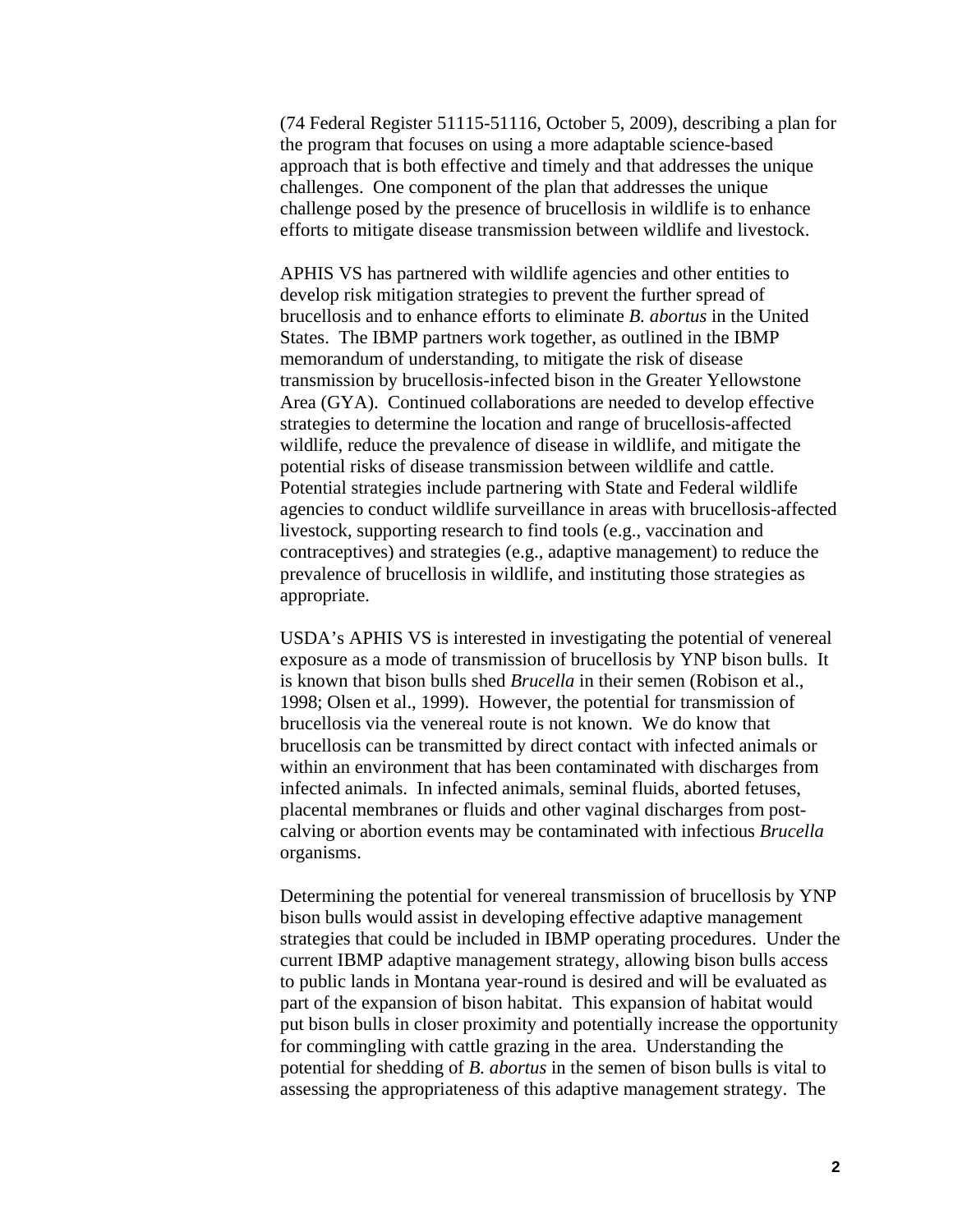(74 Federal Register 51115-51116, October 5, 2009), describing a plan for the program that focuses on using a more adaptable science-based approach that is both effective and timely and that addresses the unique challenges. One component of the plan that addresses the unique challenge posed by the presence of brucellosis in wildlife is to enhance efforts to mitigate disease transmission between wildlife and livestock.

APHIS VS has partnered with wildlife agencies and other entities to develop risk mitigation strategies to prevent the further spread of brucellosis and to enhance efforts to eliminate *B. abortus* in the United States. The IBMP partners work together, as outlined in the IBMP memorandum of understanding, to mitigate the risk of disease transmission by brucellosis-infected bison in the Greater Yellowstone Area (GYA). Continued collaborations are needed to develop effective strategies to determine the location and range of brucellosis-affected wildlife, reduce the prevalence of disease in wildlife, and mitigate the potential risks of disease transmission between wildlife and cattle. Potential strategies include partnering with State and Federal wildlife agencies to conduct wildlife surveillance in areas with brucellosis-affected livestock, supporting research to find tools (e.g., vaccination and contraceptives) and strategies (e.g., adaptive management) to reduce the prevalence of brucellosis in wildlife, and instituting those strategies as appropriate.

USDA's APHIS VS is interested in investigating the potential of venereal exposure as a mode of transmission of brucellosis by YNP bison bulls. It is known that bison bulls shed *Brucella* in their semen (Robison et al., 1998; Olsen et al., 1999). However, the potential for transmission of brucellosis via the venereal route is not known. We do know that brucellosis can be transmitted by direct contact with infected animals or within an environment that has been contaminated with discharges from infected animals. In infected animals, seminal fluids, aborted fetuses, placental membranes or fluids and other vaginal discharges from post-calving or abortion events may be contaminated with infectious *Brucella* organisms.

Determining the potential for venereal transmission of brucellosis by YNP bison bulls would assist in developing effective adaptive management strategies that could be included in IBMP operating procedures. Under the current IBMP adaptive management strategy, allowing bison bulls access to public lands in Montana year-round is desired and will be evaluated as part of the expansion of bison habitat. This expansion of habitat would put bison bulls in closer proximity and potentially increase the opportunity for commingling with cattle grazing in the area. Understanding the potential for shedding of *B. abortus* in the semen of bison bulls is vital to assessing the appropriateness of this adaptive management strategy. The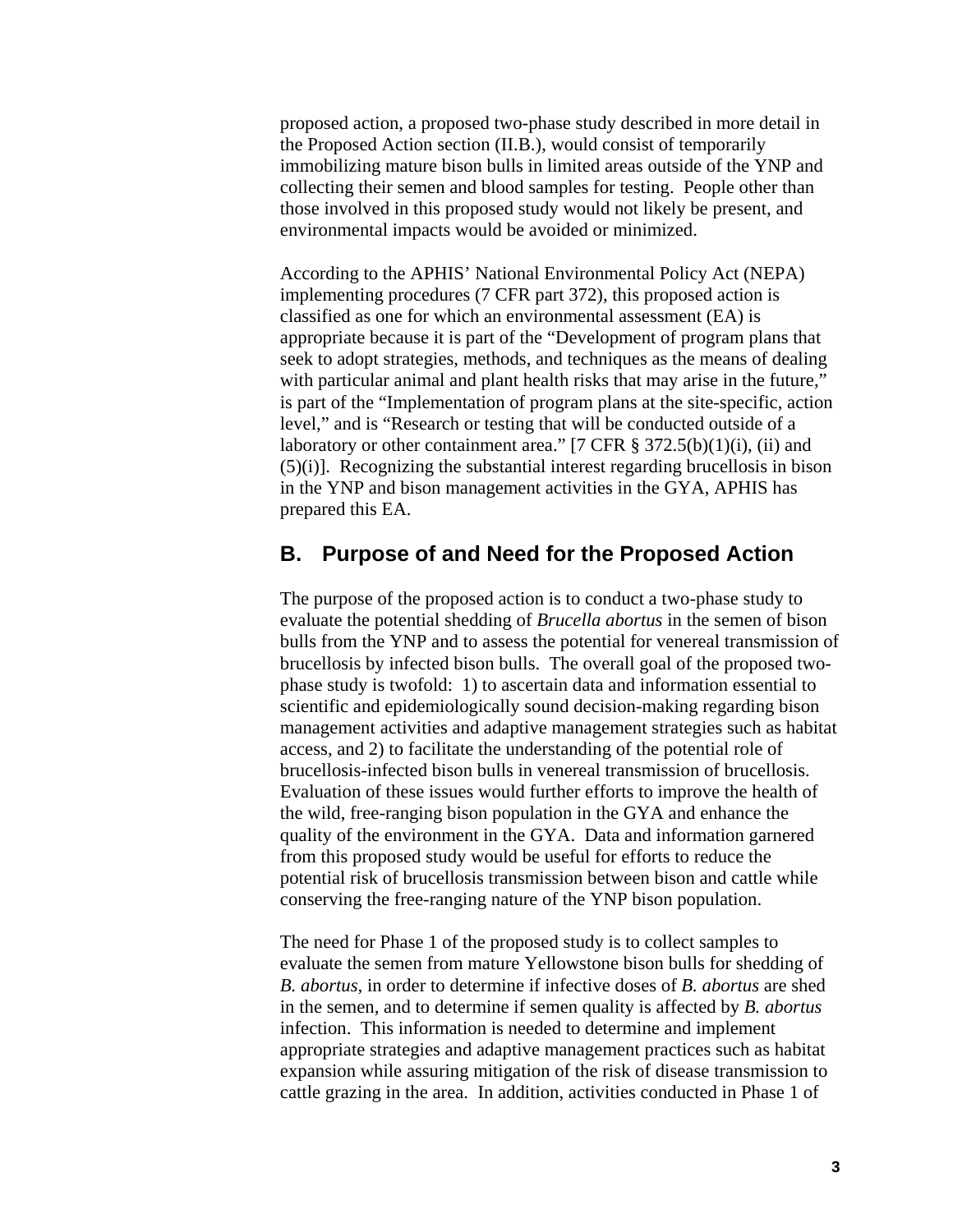proposed action, a proposed two-phase study described in more detail in the Proposed Action section (II.B.), would consist of temporarily immobilizing mature bison bulls in limited areas outside of the YNP and collecting their semen and blood samples for testing. People other than those involved in this proposed study would not likely be present, and environmental impacts would be avoided or minimized.

According to the APHIS' National Environmental Policy Act (NEPA) implementing procedures (7 CFR part 372), this proposed action is classified as one for which an environmental assessment (EA) is appropriate because it is part of the "Development of program plans that seek to adopt strategies, methods, and techniques as the means of dealing with particular animal and plant health risks that may arise in the future," is part of the "Implementation of program plans at the site-specific, action level," and is "Research or testing that will be conducted outside of a laboratory or other containment area." [7 CFR § 372.5(b)(1)(i), (ii) and (5)(i)]. Recognizing the substantial interest regarding brucellosis in bison in the YNP and bison management activities in the GYA, APHIS has prepared this EA.

## B. Purpose of and Need for the Proposed Action

The purpose of the proposed action is to conduct a two-phase study to evaluate the potential shedding of *Brucella abortus* in the semen of bison bulls from the YNP and to assess the potential for venereal transmission of brucellosis by infected bison bulls. The overall goal of the proposed two-phase study is twofold: 1) to ascertain data and information essential to scientific and epidemiologically sound decision-making regarding bison management activities and adaptive management strategies such as habitat access, and 2) to facilitate the understanding of the potential role of brucellosis-infected bison bulls in venereal transmission of brucellosis. Evaluation of these issues would further efforts to improve the health of the wild, free-ranging bison population in the GYA and enhance the quality of the environment in the GYA. Data and information garnered from this proposed study would be useful for efforts to reduce the potential risk of brucellosis transmission between bison and cattle while conserving the free-ranging nature of the YNP bison population.

The need for Phase 1 of the proposed study is to collect samples to evaluate the semen from mature Yellowstone bison bulls for shedding of *B. abortus,* in order to determine if infective doses of *B. abortus* are shed in the semen, and to determine if semen quality is affected by *B. abortus* infection. This information is needed to determine and implement appropriate strategies and adaptive management practices such as habitat expansion while assuring mitigation of the risk of disease transmission to cattle grazing in the area. In addition, activities conducted in Phase 1 of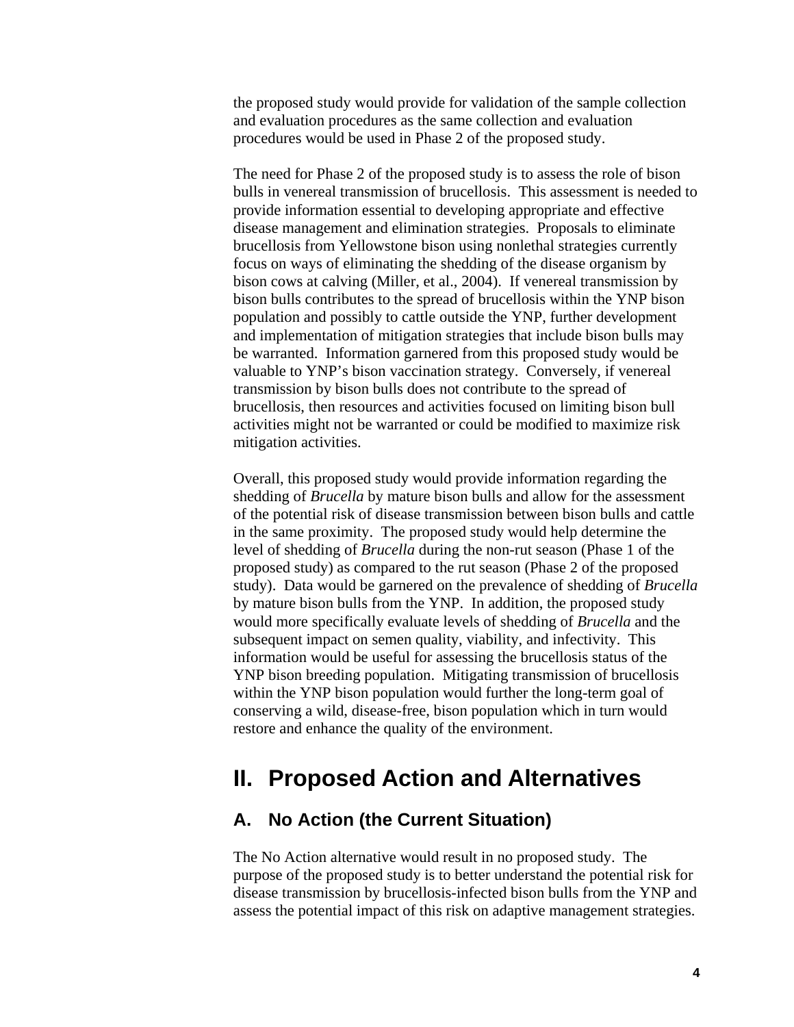the proposed study would provide for validation of the sample collection and evaluation procedures as the same collection and evaluation procedures would be used in Phase 2 of the proposed study.

The need for Phase 2 of the proposed study is to assess the role of bison bulls in venereal transmission of brucellosis. This assessment is needed to provide information essential to developing appropriate and effective disease management and elimination strategies. Proposals to eliminate brucellosis from Yellowstone bison using nonlethal strategies currently focus on ways of eliminating the shedding of the disease organism by bison cows at calving (Miller, et al., 2004). If venereal transmission by bison bulls contributes to the spread of brucellosis within the YNP bison population and possibly to cattle outside the YNP, further development and implementation of mitigation strategies that include bison bulls may be warranted. Information garnered from this proposed study would be valuable to YNP's bison vaccination strategy. Conversely, if venereal transmission by bison bulls does not contribute to the spread of brucellosis, then resources and activities focused on limiting bison bull activities might not be warranted or could be modified to maximize risk mitigation activities.

Overall, this proposed study would provide information regarding the shedding of *Brucella* by mature bison bulls and allow for the assessment of the potential risk of disease transmission between bison bulls and cattle in the same proximity. The proposed study would help determine the level of shedding of *Brucella* during the non-rut season (Phase 1 of the proposed study) as compared to the rut season (Phase 2 of the proposed study). Data would be garnered on the prevalence of shedding of *Brucella* by mature bison bulls from the YNP. In addition, the proposed study would more specifically evaluate levels of shedding of *Brucella* and the subsequent impact on semen quality, viability, and infectivity. This information would be useful for assessing the brucellosis status of the YNP bison breeding population. Mitigating transmission of brucellosis within the YNP bison population would further the long-term goal of conserving a wild, disease-free, bison population which in turn would restore and enhance the quality of the environment.

# II. Proposed Action and Alternatives

## A. No Action (the Current Situation)

The No Action alternative would result in no proposed study. The purpose of the proposed study is to better understand the potential risk for disease transmission by brucellosis-infected bison bulls from the YNP and assess the potential impact of this risk on adaptive management strategies.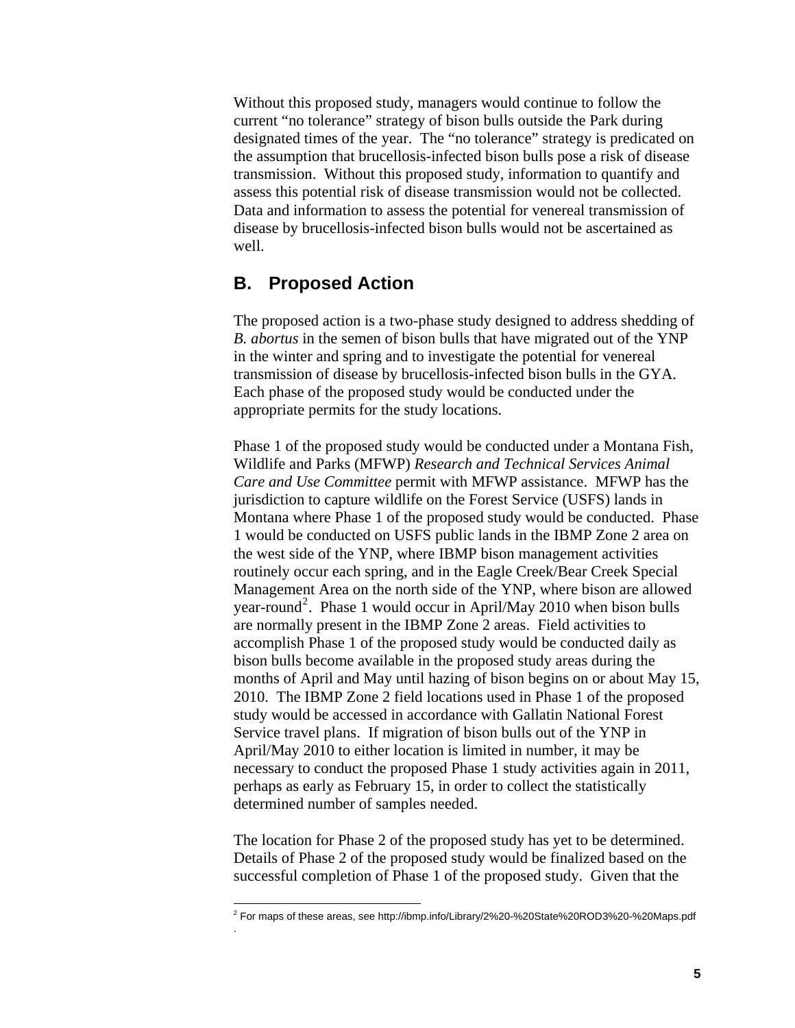Without this proposed study, managers would continue to follow the current "no tolerance" strategy of bison bulls outside the Park during designated times of the year. The "no tolerance" strategy is predicated on the assumption that brucellosis-infected bison bulls pose a risk of disease transmission. Without this proposed study, information to quantify and assess this potential risk of disease transmission would not be collected. Data and information to assess the potential for venereal transmission of disease by brucellosis-infected bison bulls would not be ascertained as well.

## B. Proposed Action

The proposed action is a two-phase study designed to address shedding of *B. abortus* in the semen of bison bulls that have migrated out of the YNP in the winter and spring and to investigate the potential for venereal transmission of disease by brucellosis-infected bison bulls in the GYA. Each phase of the proposed study would be conducted under the appropriate permits for the study locations.

Phase 1 of the proposed study would be conducted under a Montana Fish, Wildlife and Parks (MFWP) *Research and Technical Services Animal Care and Use Committee* permit with MFWP assistance. MFWP has the jurisdiction to capture wildlife on the Forest Service (USFS) lands in Montana where Phase 1 of the proposed study would be conducted. Phase 1 would be conducted on USFS public lands in the IBMP Zone 2 area on the west side of the YNP, where IBMP bison management activities routinely occur each spring, and in the Eagle Creek/Bear Creek Special Management Area on the north side of the YNP, where bison are allowed year-round[2]. Phase 1 would occur in April/May 2010 when bison bulls are normally present in the IBMP Zone 2 areas. Field activities to accomplish Phase 1 of the proposed study would be conducted daily as bison bulls become available in the proposed study areas during the months of April and May until hazing of bison begins on or about May 15, 2010. The IBMP Zone 2 field locations used in Phase 1 of the proposed study would be accessed in accordance with Gallatin National Forest Service travel plans. If migration of bison bulls out of the YNP in April/May 2010 to either location is limited in number, it may be necessary to conduct the proposed Phase 1 study activities again in 2011, perhaps as early as February 15, in order to collect the statistically determined number of samples needed.

The location for Phase 2 of the proposed study has yet to be determined. Details of Phase 2 of the proposed study would be finalized based on the successful completion of Phase 1 of the proposed study. Given that the

---

[2] For maps of these areas, see http://ibmp.info/Library/2%20-%20State%20ROD3%20-%20Maps.pdf .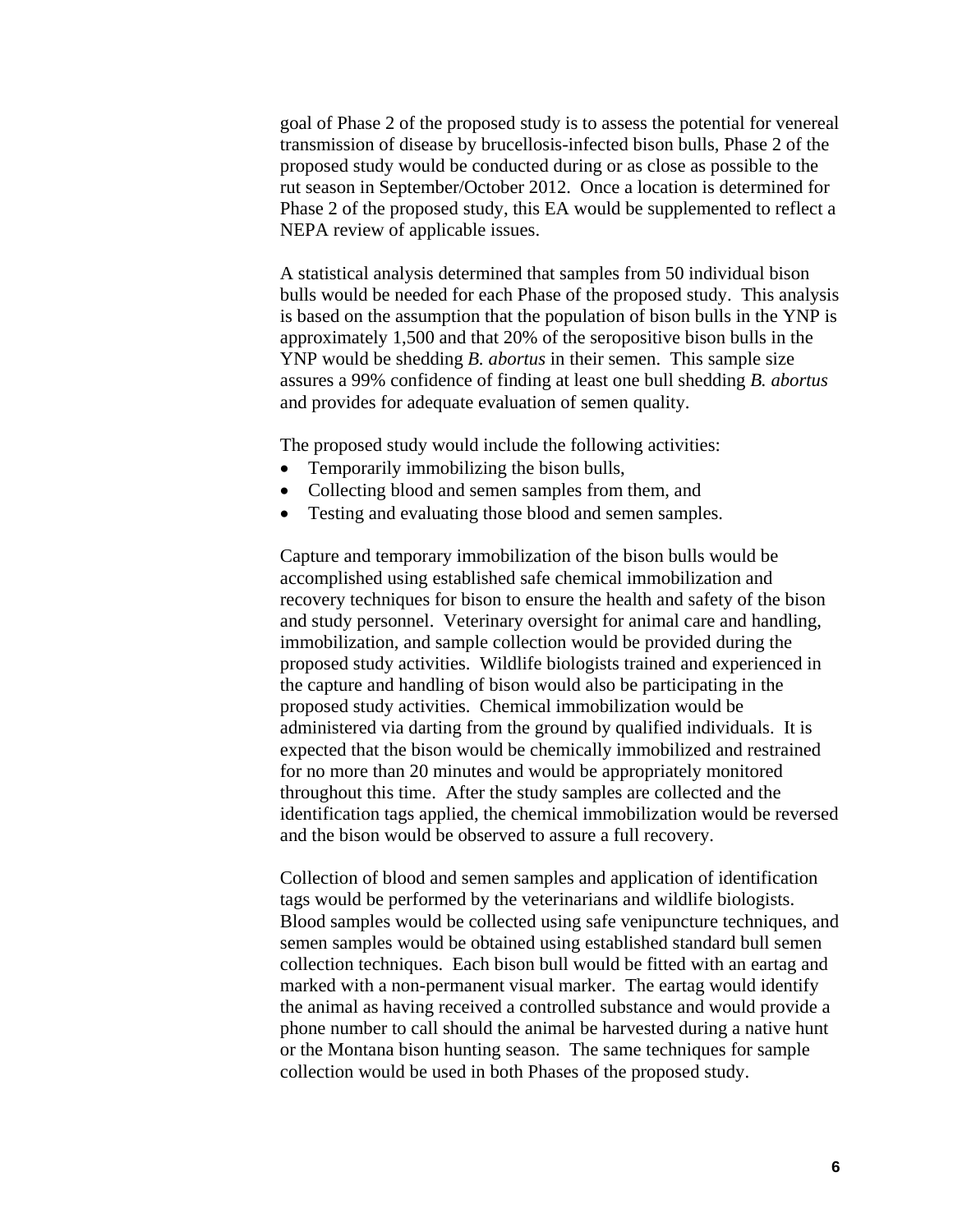goal of Phase 2 of the proposed study is to assess the potential for venereal transmission of disease by brucellosis-infected bison bulls, Phase 2 of the proposed study would be conducted during or as close as possible to the rut season in September/October 2012. Once a location is determined for Phase 2 of the proposed study, this EA would be supplemented to reflect a NEPA review of applicable issues.

A statistical analysis determined that samples from 50 individual bison bulls would be needed for each Phase of the proposed study. This analysis is based on the assumption that the population of bison bulls in the YNP is approximately 1,500 and that 20% of the seropositive bison bulls in the YNP would be shedding *B. abortus* in their semen. This sample size assures a 99% confidence of finding at least one bull shedding *B. abortus* and provides for adequate evaluation of semen quality.

The proposed study would include the following activities:

- Temporarily immobilizing the bison bulls,
- Collecting blood and semen samples from them, and
- Testing and evaluating those blood and semen samples.

Capture and temporary immobilization of the bison bulls would be accomplished using established safe chemical immobilization and recovery techniques for bison to ensure the health and safety of the bison and study personnel. Veterinary oversight for animal care and handling, immobilization, and sample collection would be provided during the proposed study activities. Wildlife biologists trained and experienced in the capture and handling of bison would also be participating in the proposed study activities. Chemical immobilization would be administered via darting from the ground by qualified individuals. It is expected that the bison would be chemically immobilized and restrained for no more than 20 minutes and would be appropriately monitored throughout this time. After the study samples are collected and the identification tags applied, the chemical immobilization would be reversed and the bison would be observed to assure a full recovery.

Collection of blood and semen samples and application of identification tags would be performed by the veterinarians and wildlife biologists. Blood samples would be collected using safe venipuncture techniques, and semen samples would be obtained using established standard bull semen collection techniques. Each bison bull would be fitted with an eartag and marked with a non-permanent visual marker. The eartag would identify the animal as having received a controlled substance and would provide a phone number to call should the animal be harvested during a native hunt or the Montana bison hunting season. The same techniques for sample collection would be used in both Phases of the proposed study.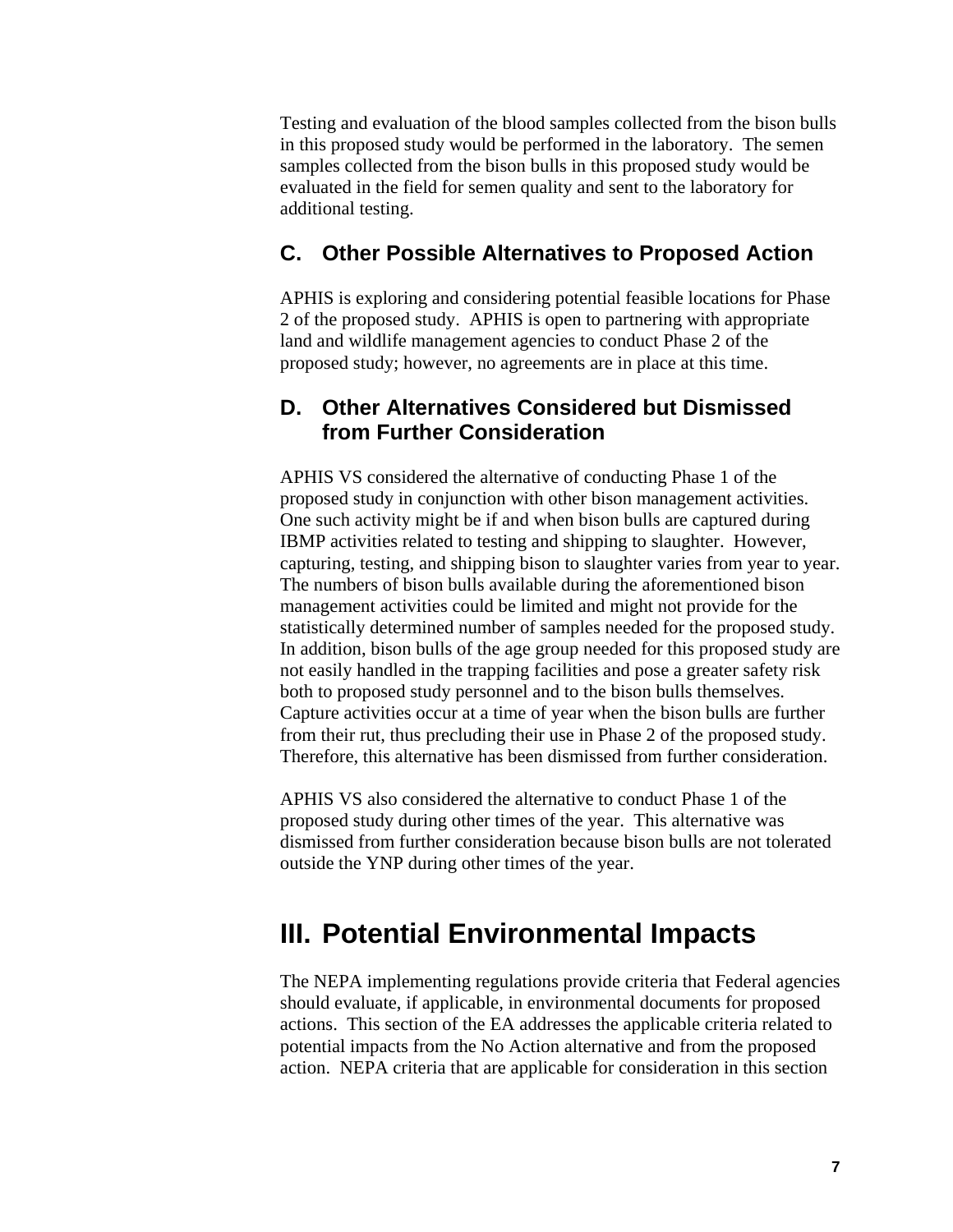Testing and evaluation of the blood samples collected from the bison bulls in this proposed study would be performed in the laboratory. The semen samples collected from the bison bulls in this proposed study would be evaluated in the field for semen quality and sent to the laboratory for additional testing.

### C. Other Possible Alternatives to Proposed Action

APHIS is exploring and considering potential feasible locations for Phase 2 of the proposed study. APHIS is open to partnering with appropriate land and wildlife management agencies to conduct Phase 2 of the proposed study; however, no agreements are in place at this time.

### D. Other Alternatives Considered but Dismissed from Further Consideration

APHIS VS considered the alternative of conducting Phase 1 of the proposed study in conjunction with other bison management activities. One such activity might be if and when bison bulls are captured during IBMP activities related to testing and shipping to slaughter. However, capturing, testing, and shipping bison to slaughter varies from year to year. The numbers of bison bulls available during the aforementioned bison management activities could be limited and might not provide for the statistically determined number of samples needed for the proposed study. In addition, bison bulls of the age group needed for this proposed study are not easily handled in the trapping facilities and pose a greater safety risk both to proposed study personnel and to the bison bulls themselves. Capture activities occur at a time of year when the bison bulls are further from their rut, thus precluding their use in Phase 2 of the proposed study. Therefore, this alternative has been dismissed from further consideration.

APHIS VS also considered the alternative to conduct Phase 1 of the proposed study during other times of the year. This alternative was dismissed from further consideration because bison bulls are not tolerated outside the YNP during other times of the year.

## III. Potential Environmental Impacts

The NEPA implementing regulations provide criteria that Federal agencies should evaluate, if applicable, in environmental documents for proposed actions. This section of the EA addresses the applicable criteria related to potential impacts from the No Action alternative and from the proposed action. NEPA criteria that are applicable for consideration in this section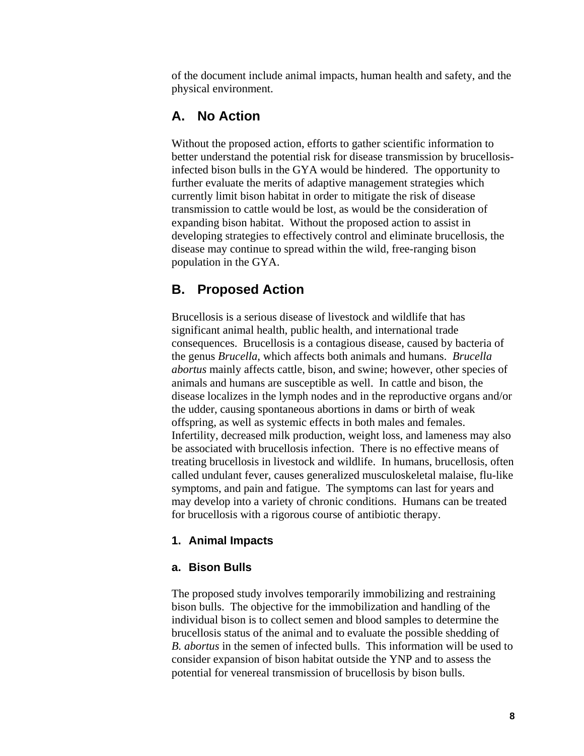of the document include animal impacts, human health and safety, and the physical environment.

## A. No Action

Without the proposed action, efforts to gather scientific information to better understand the potential risk for disease transmission by brucellosis-infected bison bulls in the GYA would be hindered. The opportunity to further evaluate the merits of adaptive management strategies which currently limit bison habitat in order to mitigate the risk of disease transmission to cattle would be lost, as would be the consideration of expanding bison habitat. Without the proposed action to assist in developing strategies to effectively control and eliminate brucellosis, the disease may continue to spread within the wild, free-ranging bison population in the GYA.

## B. Proposed Action

Brucellosis is a serious disease of livestock and wildlife that has significant animal health, public health, and international trade consequences. Brucellosis is a contagious disease, caused by bacteria of the genus *Brucella*, which affects both animals and humans. *Brucella abortus* mainly affects cattle, bison, and swine; however, other species of animals and humans are susceptible as well. In cattle and bison, the disease localizes in the lymph nodes and in the reproductive organs and/or the udder, causing spontaneous abortions in dams or birth of weak offspring, as well as systemic effects in both males and females. Infertility, decreased milk production, weight loss, and lameness may also be associated with brucellosis infection. There is no effective means of treating brucellosis in livestock and wildlife. In humans, brucellosis, often called undulant fever, causes generalized musculoskeletal malaise, flu-like symptoms, and pain and fatigue. The symptoms can last for years and may develop into a variety of chronic conditions. Humans can be treated for brucellosis with a rigorous course of antibiotic therapy.

### 1. Animal Impacts

#### a. Bison Bulls

The proposed study involves temporarily immobilizing and restraining bison bulls. The objective for the immobilization and handling of the individual bison is to collect semen and blood samples to determine the brucellosis status of the animal and to evaluate the possible shedding of *B. abortus* in the semen of infected bulls. This information will be used to consider expansion of bison habitat outside the YNP and to assess the potential for venereal transmission of brucellosis by bison bulls.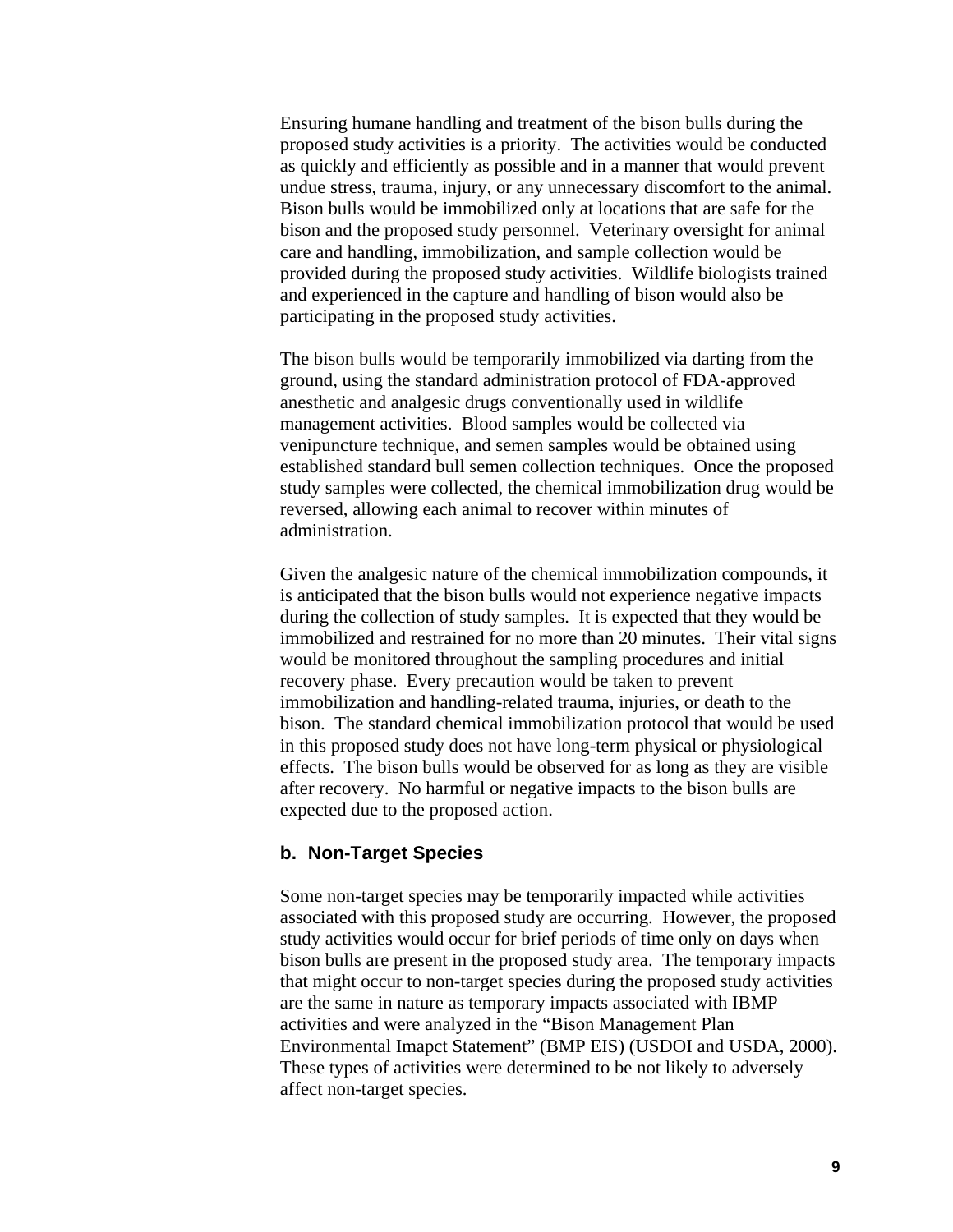Ensuring humane handling and treatment of the bison bulls during the proposed study activities is a priority. The activities would be conducted as quickly and efficiently as possible and in a manner that would prevent undue stress, trauma, injury, or any unnecessary discomfort to the animal. Bison bulls would be immobilized only at locations that are safe for the bison and the proposed study personnel. Veterinary oversight for animal care and handling, immobilization, and sample collection would be provided during the proposed study activities. Wildlife biologists trained and experienced in the capture and handling of bison would also be participating in the proposed study activities.

The bison bulls would be temporarily immobilized via darting from the ground, using the standard administration protocol of FDA-approved anesthetic and analgesic drugs conventionally used in wildlife management activities. Blood samples would be collected via venipuncture technique, and semen samples would be obtained using established standard bull semen collection techniques. Once the proposed study samples were collected, the chemical immobilization drug would be reversed, allowing each animal to recover within minutes of administration.

Given the analgesic nature of the chemical immobilization compounds, it is anticipated that the bison bulls would not experience negative impacts during the collection of study samples. It is expected that they would be immobilized and restrained for no more than 20 minutes. Their vital signs would be monitored throughout the sampling procedures and initial recovery phase. Every precaution would be taken to prevent immobilization and handling-related trauma, injuries, or death to the bison. The standard chemical immobilization protocol that would be used in this proposed study does not have long-term physical or physiological effects. The bison bulls would be observed for as long as they are visible after recovery. No harmful or negative impacts to the bison bulls are expected due to the proposed action.

### b. Non-Target Species

Some non-target species may be temporarily impacted while activities associated with this proposed study are occurring. However, the proposed study activities would occur for brief periods of time only on days when bison bulls are present in the proposed study area. The temporary impacts that might occur to non-target species during the proposed study activities are the same in nature as temporary impacts associated with IBMP activities and were analyzed in the "Bison Management Plan Environmental Imapct Statement" (BMP EIS) (USDOI and USDA, 2000). These types of activities were determined to be not likely to adversely affect non-target species.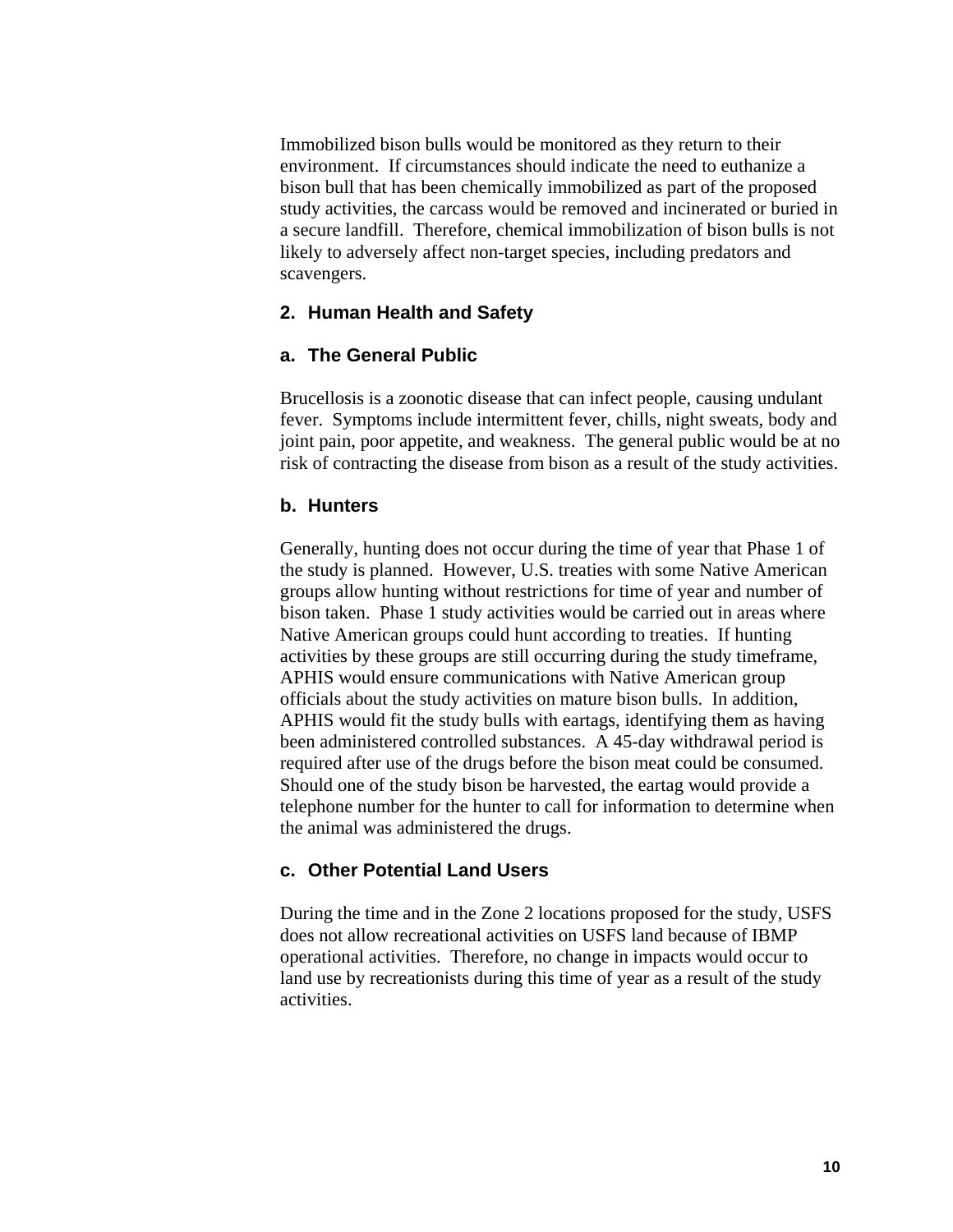Immobilized bison bulls would be monitored as they return to their environment. If circumstances should indicate the need to euthanize a bison bull that has been chemically immobilized as part of the proposed study activities, the carcass would be removed and incinerated or buried in a secure landfill. Therefore, chemical immobilization of bison bulls is not likely to adversely affect non-target species, including predators and scavengers.

### 2. Human Health and Safety

#### a. The General Public

Brucellosis is a zoonotic disease that can infect people, causing undulant fever. Symptoms include intermittent fever, chills, night sweats, body and joint pain, poor appetite, and weakness. The general public would be at no risk of contracting the disease from bison as a result of the study activities.

#### b. Hunters

Generally, hunting does not occur during the time of year that Phase 1 of the study is planned. However, U.S. treaties with some Native American groups allow hunting without restrictions for time of year and number of bison taken. Phase 1 study activities would be carried out in areas where Native American groups could hunt according to treaties. If hunting activities by these groups are still occurring during the study timeframe, APHIS would ensure communications with Native American group officials about the study activities on mature bison bulls. In addition, APHIS would fit the study bulls with eartags, identifying them as having been administered controlled substances. A 45-day withdrawal period is required after use of the drugs before the bison meat could be consumed. Should one of the study bison be harvested, the eartag would provide a telephone number for the hunter to call for information to determine when the animal was administered the drugs.

#### c. Other Potential Land Users

During the time and in the Zone 2 locations proposed for the study, USFS does not allow recreational activities on USFS land because of IBMP operational activities. Therefore, no change in impacts would occur to land use by recreationists during this time of year as a result of the study activities.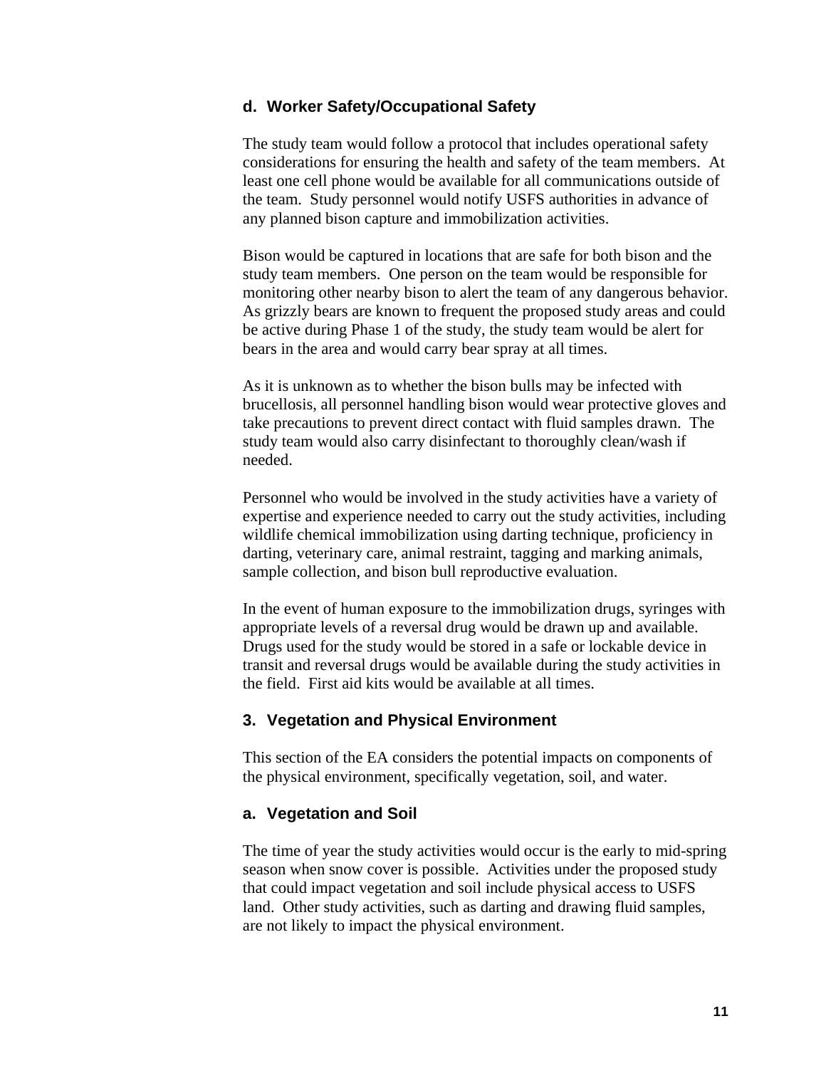### d. Worker Safety/Occupational Safety

The study team would follow a protocol that includes operational safety considerations for ensuring the health and safety of the team members. At least one cell phone would be available for all communications outside of the team. Study personnel would notify USFS authorities in advance of any planned bison capture and immobilization activities.

Bison would be captured in locations that are safe for both bison and the study team members. One person on the team would be responsible for monitoring other nearby bison to alert the team of any dangerous behavior. As grizzly bears are known to frequent the proposed study areas and could be active during Phase 1 of the study, the study team would be alert for bears in the area and would carry bear spray at all times.

As it is unknown as to whether the bison bulls may be infected with brucellosis, all personnel handling bison would wear protective gloves and take precautions to prevent direct contact with fluid samples drawn. The study team would also carry disinfectant to thoroughly clean/wash if needed.

Personnel who would be involved in the study activities have a variety of expertise and experience needed to carry out the study activities, including wildlife chemical immobilization using darting technique, proficiency in darting, veterinary care, animal restraint, tagging and marking animals, sample collection, and bison bull reproductive evaluation.

In the event of human exposure to the immobilization drugs, syringes with appropriate levels of a reversal drug would be drawn up and available. Drugs used for the study would be stored in a safe or lockable device in transit and reversal drugs would be available during the study activities in the field. First aid kits would be available at all times.

## 3. Vegetation and Physical Environment

This section of the EA considers the potential impacts on components of the physical environment, specifically vegetation, soil, and water.

### a. Vegetation and Soil

The time of year the study activities would occur is the early to mid-spring season when snow cover is possible. Activities under the proposed study that could impact vegetation and soil include physical access to USFS land. Other study activities, such as darting and drawing fluid samples, are not likely to impact the physical environment.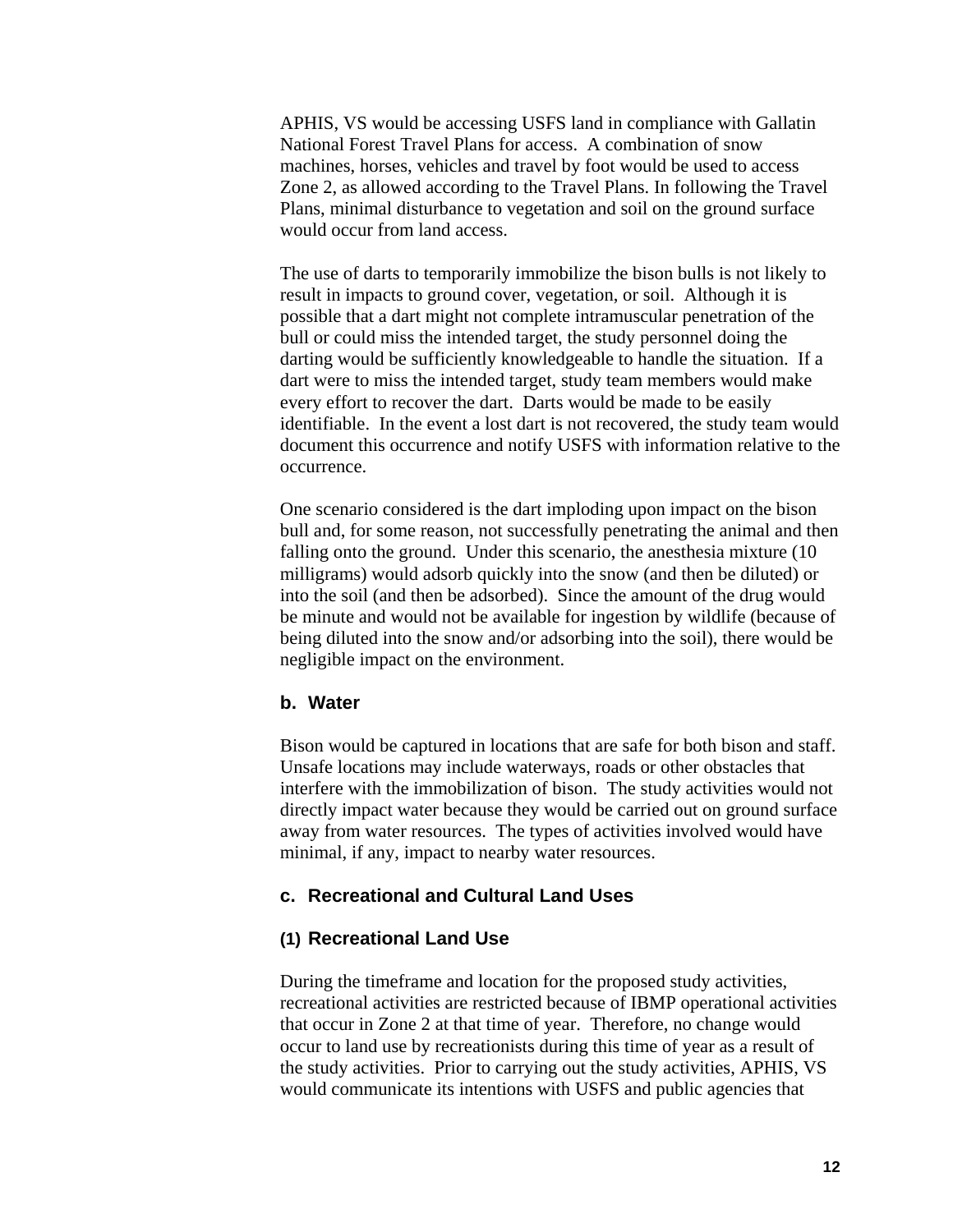APHIS, VS would be accessing USFS land in compliance with Gallatin National Forest Travel Plans for access. A combination of snow machines, horses, vehicles and travel by foot would be used to access Zone 2, as allowed according to the Travel Plans. In following the Travel Plans, minimal disturbance to vegetation and soil on the ground surface would occur from land access.

The use of darts to temporarily immobilize the bison bulls is not likely to result in impacts to ground cover, vegetation, or soil. Although it is possible that a dart might not complete intramuscular penetration of the bull or could miss the intended target, the study personnel doing the darting would be sufficiently knowledgeable to handle the situation. If a dart were to miss the intended target, study team members would make every effort to recover the dart. Darts would be made to be easily identifiable. In the event a lost dart is not recovered, the study team would document this occurrence and notify USFS with information relative to the occurrence.

One scenario considered is the dart imploding upon impact on the bison bull and, for some reason, not successfully penetrating the animal and then falling onto the ground. Under this scenario, the anesthesia mixture (10 milligrams) would adsorb quickly into the snow (and then be diluted) or into the soil (and then be adsorbed). Since the amount of the drug would be minute and would not be available for ingestion by wildlife (because of being diluted into the snow and/or adsorbing into the soil), there would be negligible impact on the environment.

### b. Water

Bison would be captured in locations that are safe for both bison and staff. Unsafe locations may include waterways, roads or other obstacles that interfere with the immobilization of bison. The study activities would not directly impact water because they would be carried out on ground surface away from water resources. The types of activities involved would have minimal, if any, impact to nearby water resources.

### c. Recreational and Cultural Land Uses

#### (1) Recreational Land Use

During the timeframe and location for the proposed study activities, recreational activities are restricted because of IBMP operational activities that occur in Zone 2 at that time of year. Therefore, no change would occur to land use by recreationists during this time of year as a result of the study activities. Prior to carrying out the study activities, APHIS, VS would communicate its intentions with USFS and public agencies that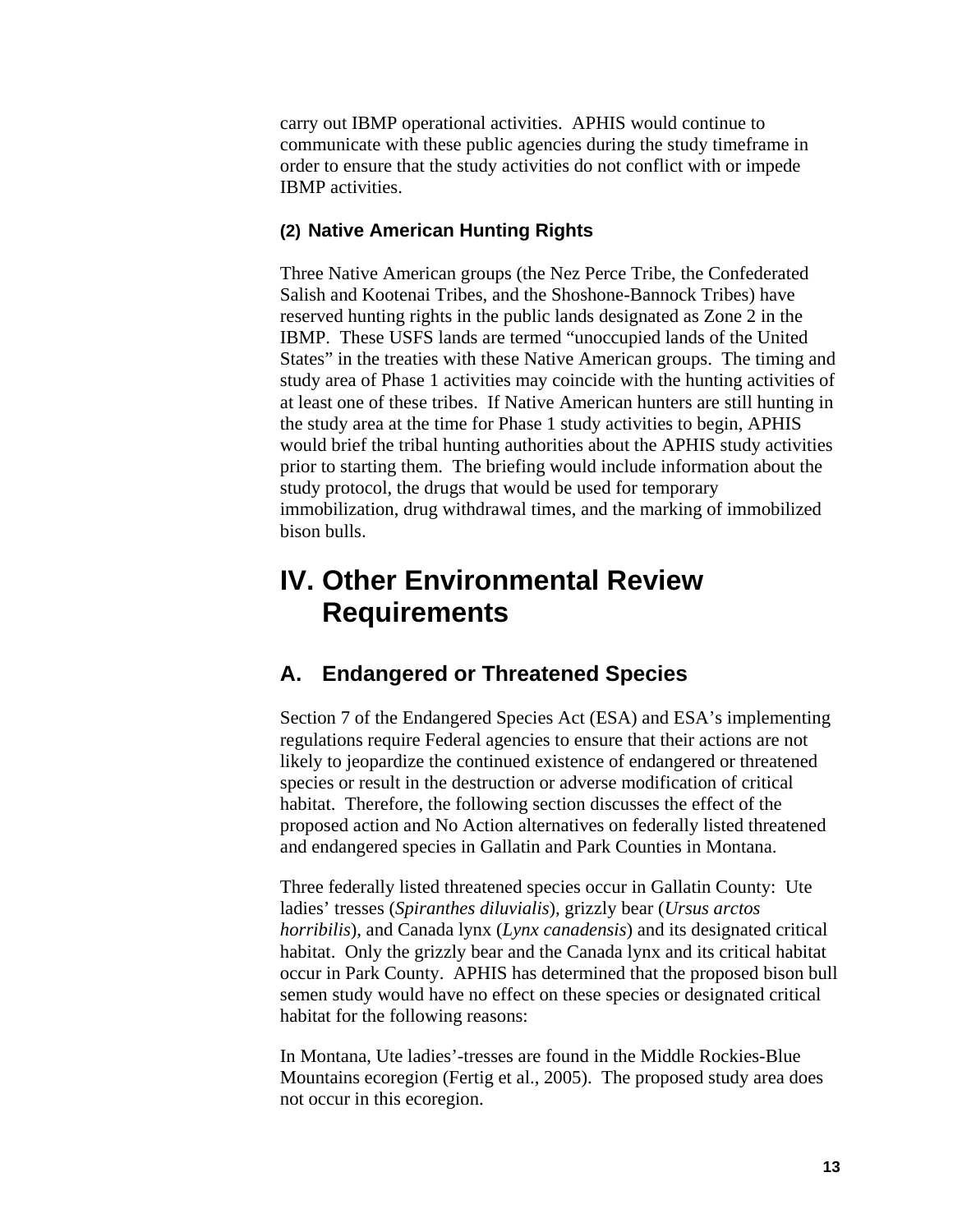carry out IBMP operational activities. APHIS would continue to communicate with these public agencies during the study timeframe in order to ensure that the study activities do not conflict with or impede IBMP activities.

#### (2) Native American Hunting Rights

Three Native American groups (the Nez Perce Tribe, the Confederated Salish and Kootenai Tribes, and the Shoshone-Bannock Tribes) have reserved hunting rights in the public lands designated as Zone 2 in the IBMP. These USFS lands are termed "unoccupied lands of the United States" in the treaties with these Native American groups. The timing and study area of Phase 1 activities may coincide with the hunting activities of at least one of these tribes. If Native American hunters are still hunting in the study area at the time for Phase 1 study activities to begin, APHIS would brief the tribal hunting authorities about the APHIS study activities prior to starting them. The briefing would include information about the study protocol, the drugs that would be used for temporary immobilization, drug withdrawal times, and the marking of immobilized bison bulls.

# IV. Other Environmental Review Requirements

## A. Endangered or Threatened Species

Section 7 of the Endangered Species Act (ESA) and ESA's implementing regulations require Federal agencies to ensure that their actions are not likely to jeopardize the continued existence of endangered or threatened species or result in the destruction or adverse modification of critical habitat. Therefore, the following section discusses the effect of the proposed action and No Action alternatives on federally listed threatened and endangered species in Gallatin and Park Counties in Montana.

Three federally listed threatened species occur in Gallatin County: Ute ladies' tresses (*Spiranthes diluvialis*), grizzly bear (*Ursus arctos horribilis*), and Canada lynx (*Lynx canadensis*) and its designated critical habitat. Only the grizzly bear and the Canada lynx and its critical habitat occur in Park County. APHIS has determined that the proposed bison bull semen study would have no effect on these species or designated critical habitat for the following reasons:

In Montana, Ute ladies'-tresses are found in the Middle Rockies-Blue Mountains ecoregion (Fertig et al., 2005). The proposed study area does not occur in this ecoregion.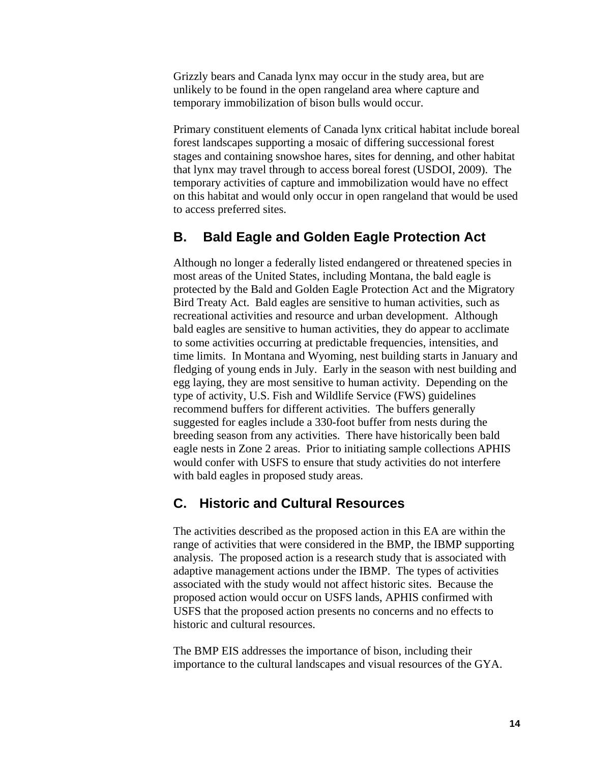Grizzly bears and Canada lynx may occur in the study area, but are unlikely to be found in the open rangeland area where capture and temporary immobilization of bison bulls would occur.

Primary constituent elements of Canada lynx critical habitat include boreal forest landscapes supporting a mosaic of differing successional forest stages and containing snowshoe hares, sites for denning, and other habitat that lynx may travel through to access boreal forest (USDOI, 2009). The temporary activities of capture and immobilization would have no effect on this habitat and would only occur in open rangeland that would be used to access preferred sites.

## B. Bald Eagle and Golden Eagle Protection Act

Although no longer a federally listed endangered or threatened species in most areas of the United States, including Montana, the bald eagle is protected by the Bald and Golden Eagle Protection Act and the Migratory Bird Treaty Act. Bald eagles are sensitive to human activities, such as recreational activities and resource and urban development. Although bald eagles are sensitive to human activities, they do appear to acclimate to some activities occurring at predictable frequencies, intensities, and time limits. In Montana and Wyoming, nest building starts in January and fledging of young ends in July. Early in the season with nest building and egg laying, they are most sensitive to human activity. Depending on the type of activity, U.S. Fish and Wildlife Service (FWS) guidelines recommend buffers for different activities. The buffers generally suggested for eagles include a 330-foot buffer from nests during the breeding season from any activities. There have historically been bald eagle nests in Zone 2 areas. Prior to initiating sample collections APHIS would confer with USFS to ensure that study activities do not interfere with bald eagles in proposed study areas.

## C. Historic and Cultural Resources

The activities described as the proposed action in this EA are within the range of activities that were considered in the BMP, the IBMP supporting analysis. The proposed action is a research study that is associated with adaptive management actions under the IBMP. The types of activities associated with the study would not affect historic sites. Because the proposed action would occur on USFS lands, APHIS confirmed with USFS that the proposed action presents no concerns and no effects to historic and cultural resources.

The BMP EIS addresses the importance of bison, including their importance to the cultural landscapes and visual resources of the GYA.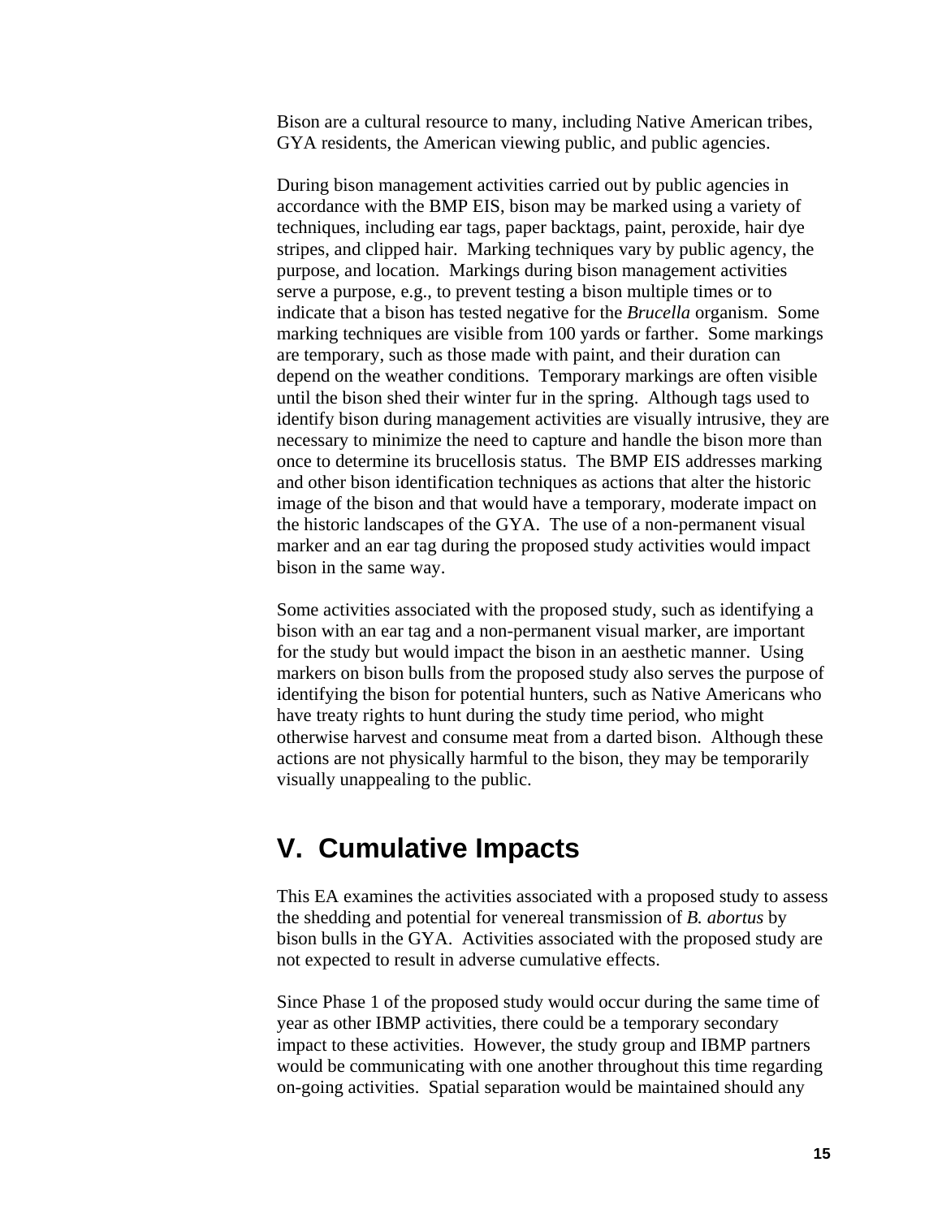Bison are a cultural resource to many, including Native American tribes, GYA residents, the American viewing public, and public agencies.

During bison management activities carried out by public agencies in accordance with the BMP EIS, bison may be marked using a variety of techniques, including ear tags, paper backtags, paint, peroxide, hair dye stripes, and clipped hair. Marking techniques vary by public agency, the purpose, and location. Markings during bison management activities serve a purpose, e.g., to prevent testing a bison multiple times or to indicate that a bison has tested negative for the *Brucella* organism. Some marking techniques are visible from 100 yards or farther. Some markings are temporary, such as those made with paint, and their duration can depend on the weather conditions. Temporary markings are often visible until the bison shed their winter fur in the spring. Although tags used to identify bison during management activities are visually intrusive, they are necessary to minimize the need to capture and handle the bison more than once to determine its brucellosis status. The BMP EIS addresses marking and other bison identification techniques as actions that alter the historic image of the bison and that would have a temporary, moderate impact on the historic landscapes of the GYA. The use of a non-permanent visual marker and an ear tag during the proposed study activities would impact bison in the same way.

Some activities associated with the proposed study, such as identifying a bison with an ear tag and a non-permanent visual marker, are important for the study but would impact the bison in an aesthetic manner. Using markers on bison bulls from the proposed study also serves the purpose of identifying the bison for potential hunters, such as Native Americans who have treaty rights to hunt during the study time period, who might otherwise harvest and consume meat from a darted bison. Although these actions are not physically harmful to the bison, they may be temporarily visually unappealing to the public.

# V. Cumulative Impacts

This EA examines the activities associated with a proposed study to assess the shedding and potential for venereal transmission of *B. abortus* by bison bulls in the GYA. Activities associated with the proposed study are not expected to result in adverse cumulative effects.

Since Phase 1 of the proposed study would occur during the same time of year as other IBMP activities, there could be a temporary secondary impact to these activities. However, the study group and IBMP partners would be communicating with one another throughout this time regarding on-going activities. Spatial separation would be maintained should any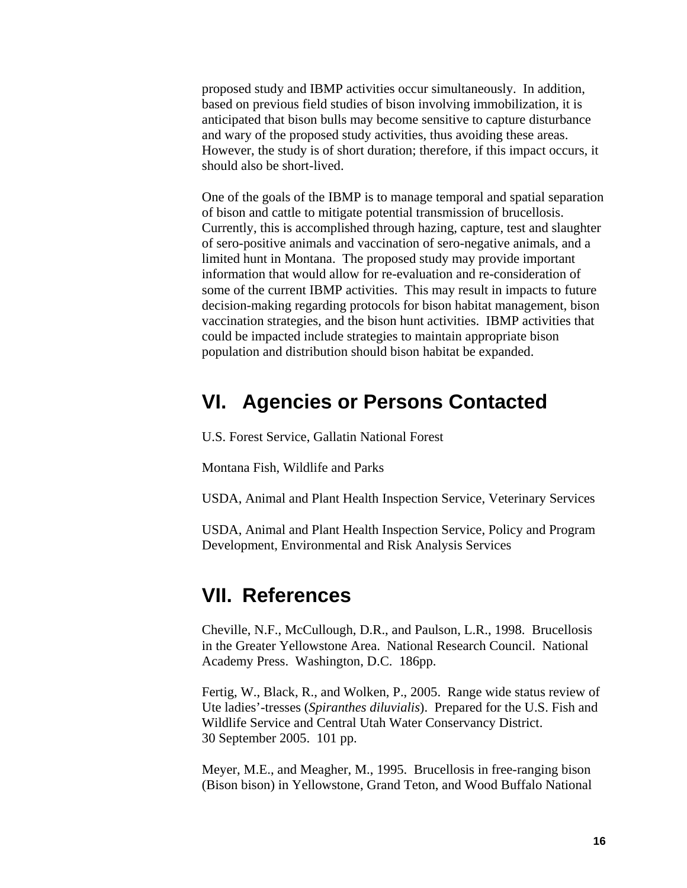proposed study and IBMP activities occur simultaneously. In addition, based on previous field studies of bison involving immobilization, it is anticipated that bison bulls may become sensitive to capture disturbance and wary of the proposed study activities, thus avoiding these areas. However, the study is of short duration; therefore, if this impact occurs, it should also be short-lived.

One of the goals of the IBMP is to manage temporal and spatial separation of bison and cattle to mitigate potential transmission of brucellosis. Currently, this is accomplished through hazing, capture, test and slaughter of sero-positive animals and vaccination of sero-negative animals, and a limited hunt in Montana. The proposed study may provide important information that would allow for re-evaluation and re-consideration of some of the current IBMP activities. This may result in impacts to future decision-making regarding protocols for bison habitat management, bison vaccination strategies, and the bison hunt activities. IBMP activities that could be impacted include strategies to maintain appropriate bison population and distribution should bison habitat be expanded.

## VI. Agencies or Persons Contacted

U.S. Forest Service, Gallatin National Forest

Montana Fish, Wildlife and Parks

USDA, Animal and Plant Health Inspection Service, Veterinary Services

USDA, Animal and Plant Health Inspection Service, Policy and Program Development, Environmental and Risk Analysis Services

## VII. References

Cheville, N.F., McCullough, D.R., and Paulson, L.R., 1998. Brucellosis in the Greater Yellowstone Area. National Research Council. National Academy Press. Washington, D.C. 186pp.

Fertig, W., Black, R., and Wolken, P., 2005. Range wide status review of Ute ladies'-tresses (*Spiranthes diluvialis*). Prepared for the U.S. Fish and Wildlife Service and Central Utah Water Conservancy District. 30 September 2005. 101 pp.

Meyer, M.E., and Meagher, M., 1995. Brucellosis in free-ranging bison (Bison bison) in Yellowstone, Grand Teton, and Wood Buffalo National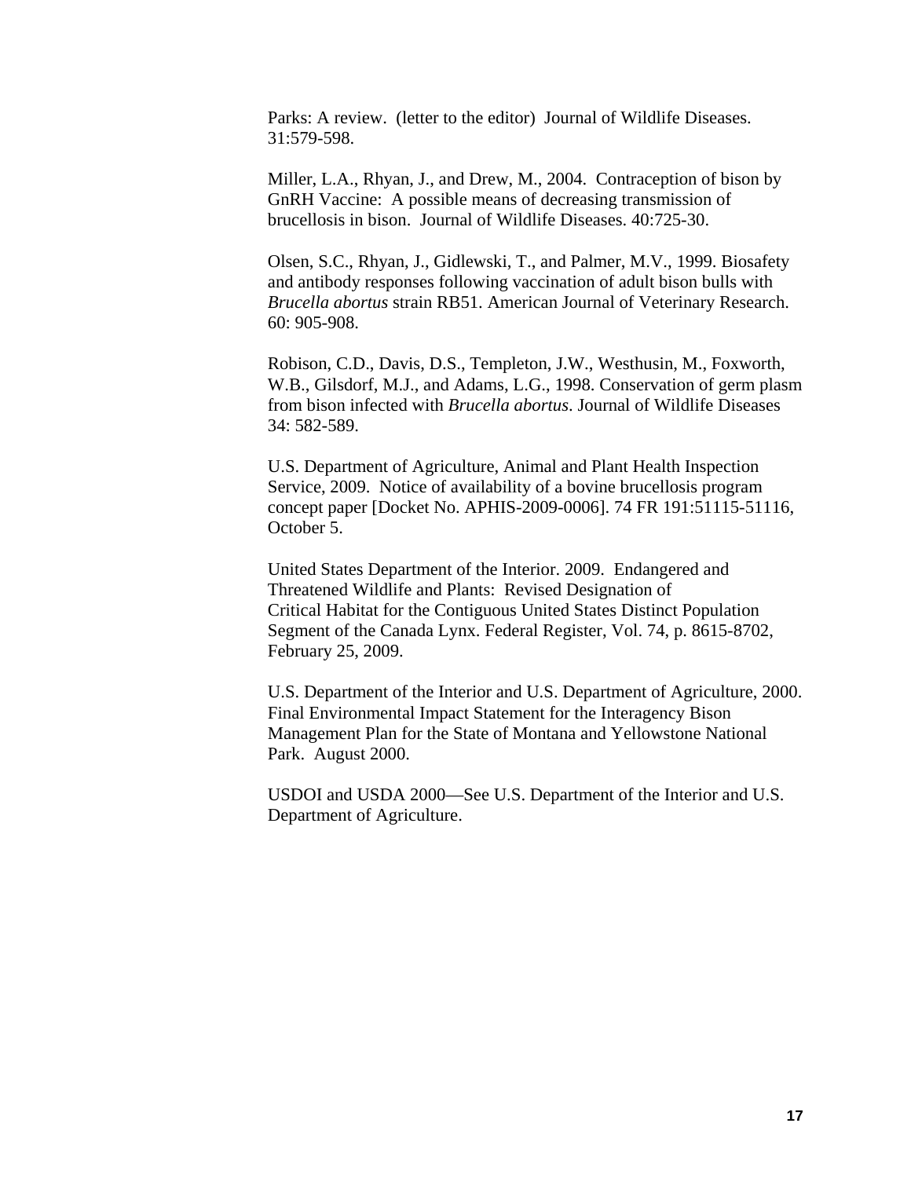Parks: A review. (letter to the editor) Journal of Wildlife Diseases. 31:579-598.

Miller, L.A., Rhyan, J., and Drew, M., 2004. Contraception of bison by GnRH Vaccine: A possible means of decreasing transmission of brucellosis in bison. Journal of Wildlife Diseases. 40:725-30.

Olsen, S.C., Rhyan, J., Gidlewski, T., and Palmer, M.V., 1999. Biosafety and antibody responses following vaccination of adult bison bulls with *Brucella abortus* strain RB51. American Journal of Veterinary Research. 60: 905-908.

Robison, C.D., Davis, D.S., Templeton, J.W., Westhusin, M., Foxworth, W.B., Gilsdorf, M.J., and Adams, L.G., 1998. Conservation of germ plasm from bison infected with *Brucella abortus*. Journal of Wildlife Diseases 34: 582-589.

U.S. Department of Agriculture, Animal and Plant Health Inspection Service, 2009. Notice of availability of a bovine brucellosis program concept paper [Docket No. APHIS-2009-0006]. 74 FR 191:51115-51116, October 5.

United States Department of the Interior. 2009. Endangered and Threatened Wildlife and Plants: Revised Designation of Critical Habitat for the Contiguous United States Distinct Population Segment of the Canada Lynx. Federal Register, Vol. 74, p. 8615-8702, February 25, 2009.

U.S. Department of the Interior and U.S. Department of Agriculture, 2000. Final Environmental Impact Statement for the Interagency Bison Management Plan for the State of Montana and Yellowstone National Park. August 2000.

USDOI and USDA 2000—See U.S. Department of the Interior and U.S. Department of Agriculture.